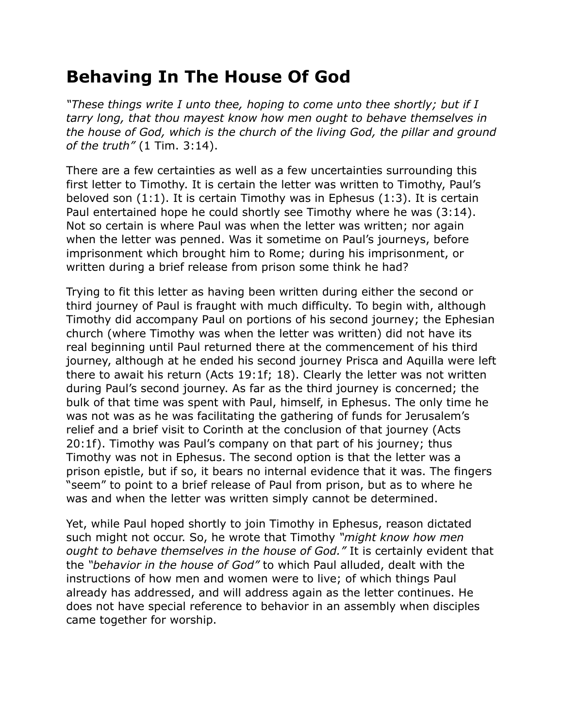# Behaving In The House Of God

*"These things write I unto thee, hoping to come unto thee shortly; but if I tarry long, that thou mayest know how men ought to behave themselves in the house of God, which is the church of the living God, the pillar and ground of the truth"* (1 Tim. 3:14).

There are a few certainties as well as a few uncertainties surrounding this first letter to Timothy. It is certain the letter was written to Timothy, Paul's beloved son (1:1). It is certain Timothy was in Ephesus (1:3). It is certain Paul entertained hope he could shortly see Timothy where he was (3:14). Not so certain is where Paul was when the letter was written; nor again when the letter was penned. Was it sometime on Paul's journeys, before imprisonment which brought him to Rome; during his imprisonment, or written during a brief release from prison some think he had?

Trying to fit this letter as having been written during either the second or third journey of Paul is fraught with much difficulty. To begin with, although Timothy did accompany Paul on portions of his second journey; the Ephesian church (where Timothy was when the letter was written) did not have its real beginning until Paul returned there at the commencement of his third journey, although at he ended his second journey Prisca and Aquilla were left there to await his return (Acts 19:1f; 18). Clearly the letter was not written during Paul's second journey. As far as the third journey is concerned; the bulk of that time was spent with Paul, himself, in Ephesus. The only time he was not was as he was facilitating the gathering of funds for Jerusalem's relief and a brief visit to Corinth at the conclusion of that journey (Acts 20:1f). Timothy was Paul's company on that part of his journey; thus Timothy was not in Ephesus. The second option is that the letter was a prison epistle, but if so, it bears no internal evidence that it was. The fingers "seem" to point to a brief release of Paul from prison, but as to where he was and when the letter was written simply cannot be determined.

Yet, while Paul hoped shortly to join Timothy in Ephesus, reason dictated such might not occur. So, he wrote that Timothy *"might know how men ought to behave themselves in the house of God."* It is certainly evident that the *"behavior in the house of God"* to which Paul alluded, dealt with the instructions of how men and women were to live; of which things Paul already has addressed, and will address again as the letter continues. He does not have special reference to behavior in an assembly when disciples came together for worship.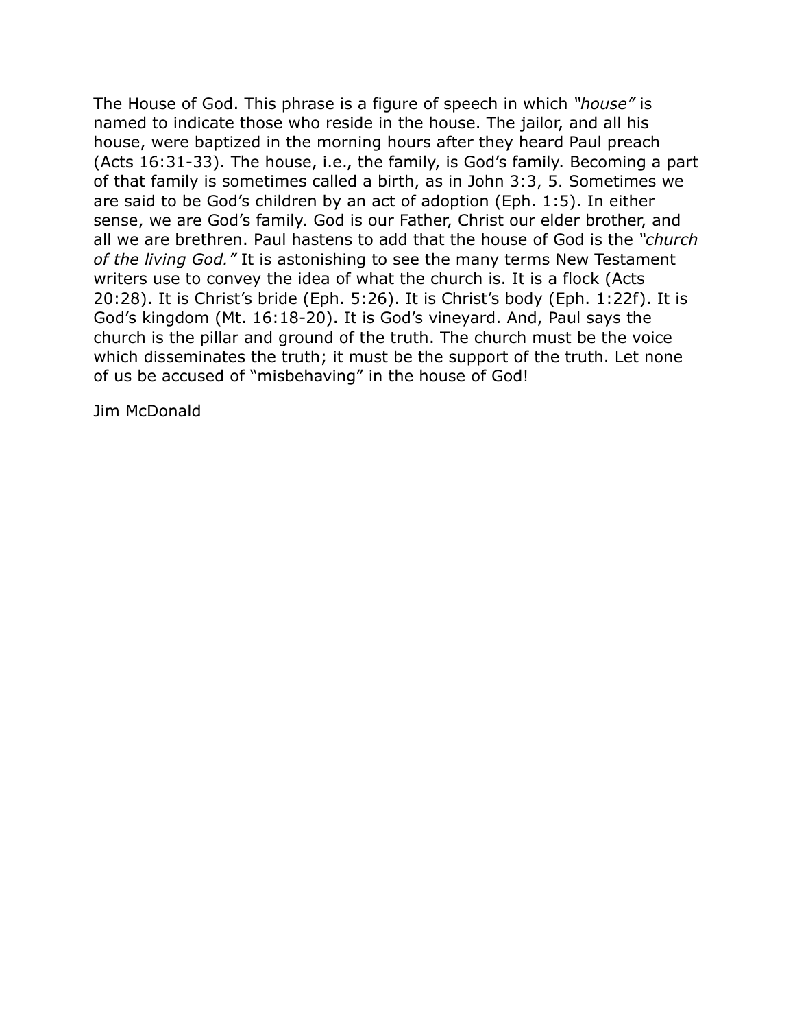The House of God. This phrase is a figure of speech in which *"house"* is named to indicate those who reside in the house. The jailor, and all his house, were baptized in the morning hours after they heard Paul preach (Acts 16:31-33). The house, i.e., the family, is God's family. Becoming a part of that family is sometimes called a birth, as in John 3:3, 5. Sometimes we are said to be God's children by an act of adoption (Eph. 1:5). In either sense, we are God's family. God is our Father, Christ our elder brother, and all we are brethren. Paul hastens to add that the house of God is the *"church of the living God."* It is astonishing to see the many terms New Testament writers use to convey the idea of what the church is. It is a flock (Acts 20:28). It is Christ's bride (Eph. 5:26). It is Christ's body (Eph. 1:22f). It is God's kingdom (Mt. 16:18-20). It is God's vineyard. And, Paul says the church is the pillar and ground of the truth. The church must be the voice which disseminates the truth; it must be the support of the truth. Let none of us be accused of "misbehaving" in the house of God!

Jim McDonald